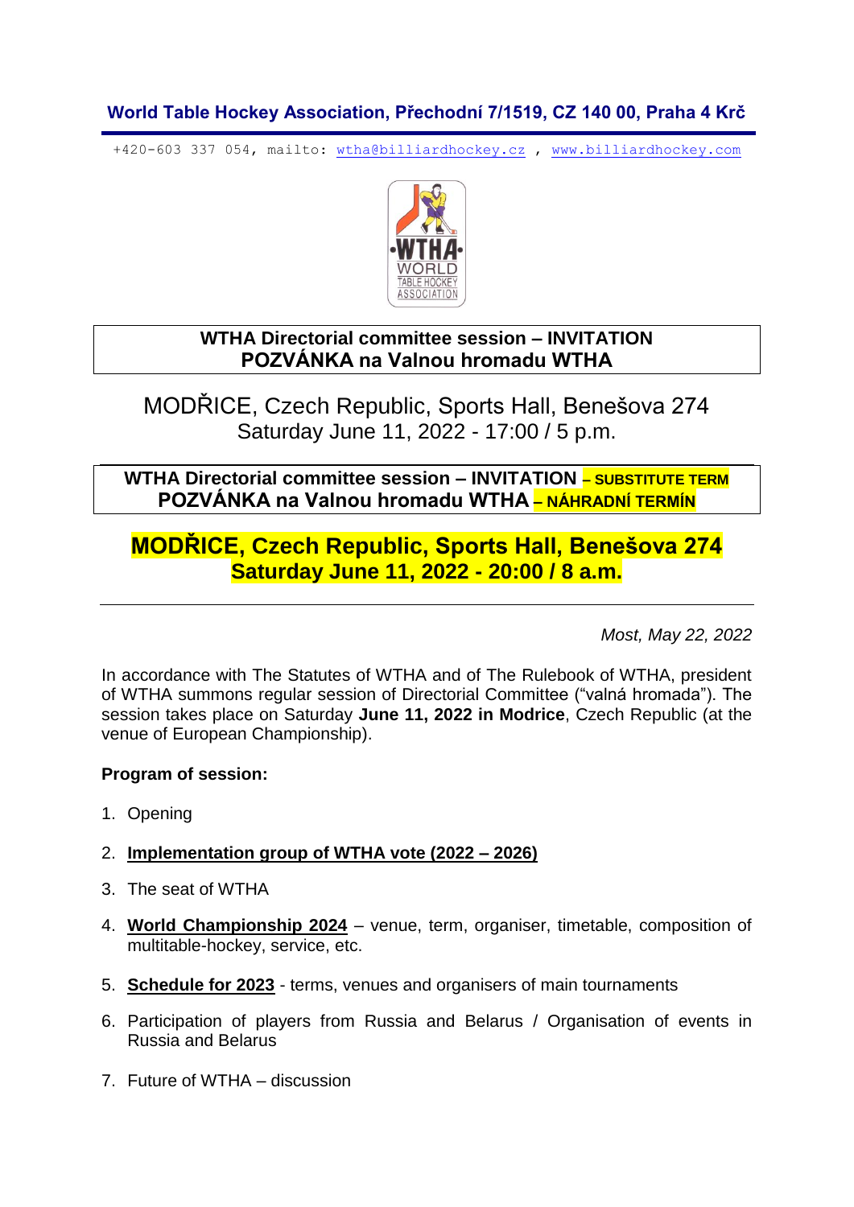**World Table Hockey Association, Přechodní 7/1519, CZ 140 00, Praha 4 Krč**

+420-603 337 054, mailto: wtha@billiardhockey.cz , www.billiardhockey.com

**WTHA Directorial committee session – INVITATION**
**POZVÁNKA na Valnou hromadu WTHA**

MODŘICE, Czech Republic, Sports Hall, Benešova 274
Saturday June 11, 2022 - 17:00 / 5 p.m.

**WTHA Directorial committee session – INVITATION – SUBSTITUTE TERM**
**POZVÁNKA na Valnou hromadu WTHA – NÁHRADNÍ TERMÍN**

**MODŘICE, Czech Republic, Sports Hall, Benešova 274**
**Saturday June 11, 2022 - 20:00 / 8 a.m.**

---

*Most, May 22, 2022*

In accordance with The Statutes of WTHA and of The Rulebook of WTHA, president of WTHA summons regular session of Directorial Committee ("valná hromada"). The session takes place on Saturday **June 11, 2022 in Modrice**, Czech Republic (at the venue of European Championship).

**Program of session:**

1. Opening
2. **Implementation group of WTHA vote (2022 – 2026)**
3. The seat of WTHA
4. **World Championship 2024** – venue, term, organiser, timetable, composition of multitable-hockey, service, etc.
5. **Schedule for 2023** - terms, venues and organisers of main tournaments
6. Participation of players from Russia and Belarus / Organisation of events in Russia and Belarus
7. Future of WTHA – discussion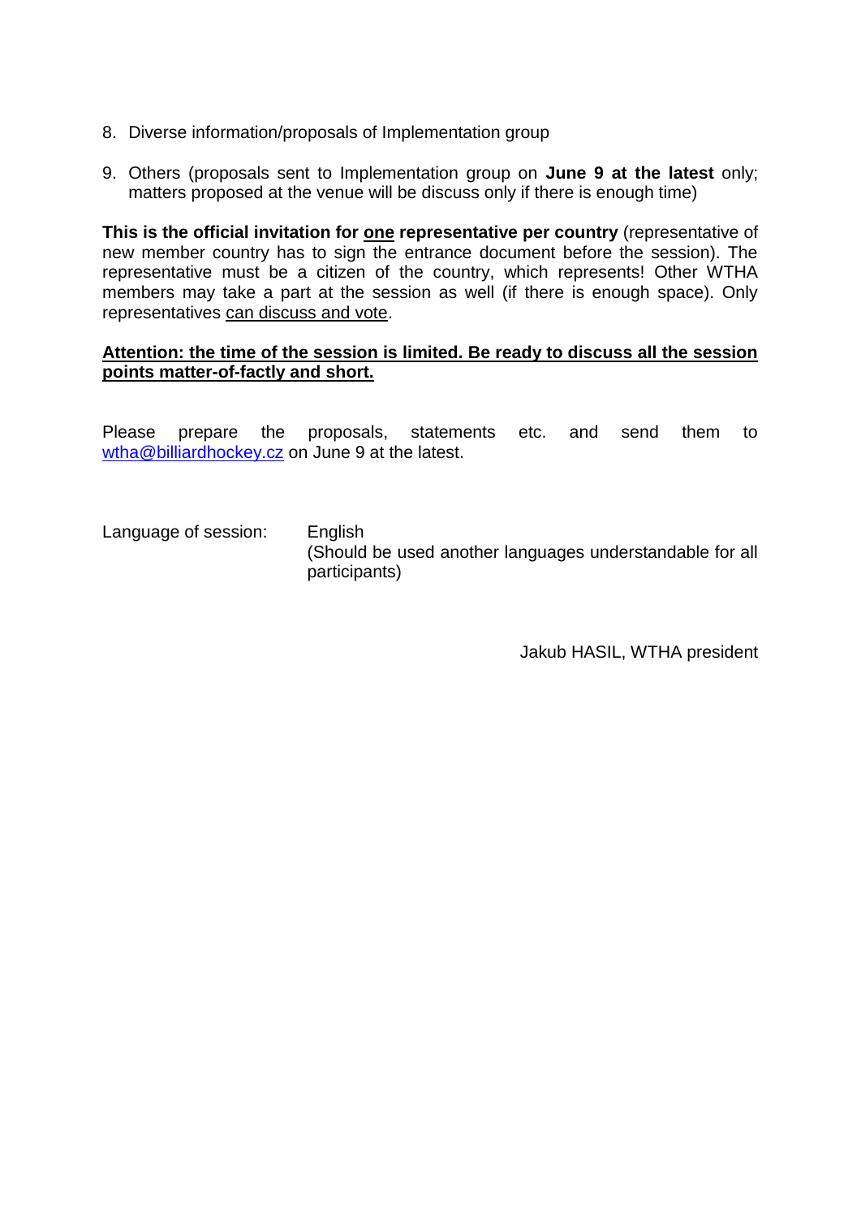8. Diverse information/proposals of Implementation group

9. Others (proposals sent to Implementation group on **June 9 at the latest** only; matters proposed at the venue will be discuss only if there is enough time)

**This is the official invitation for <u>one</u> representative per country** (representative of new member country has to sign the entrance document before the session). The representative must be a citizen of the country, which represents! Other WTHA members may take a part at the session as well (if there is enough space). Only representatives <u>can discuss and vote</u>.

**<u>Attention: the time of the session is limited. Be ready to discuss all the session points matter-of-factly and short.</u>**

Please prepare the proposals, statements etc. and send them to [wtha@billiardhockey.cz](mailto:wtha@billiardhockey.cz) on June 9 at the latest.

Language of session: English
(Should be used another languages understandable for all participants)

Jakub HASIL, WTHA president